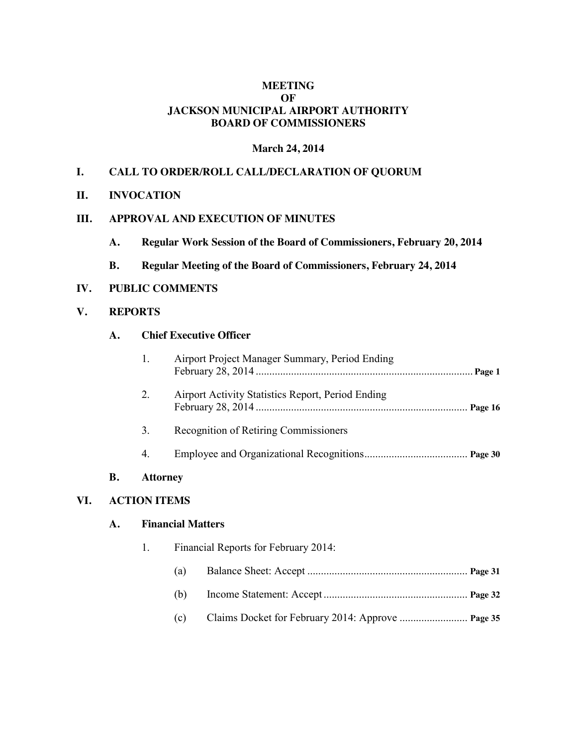# MEETING
# OF
# JACKSON MUNICIPAL AIRPORT AUTHORITY
# BOARD OF COMMISSIONERS

**March 24, 2014**

## I. CALL TO ORDER/ROLL CALL/DECLARATION OF QUORUM

## II. INVOCATION

## III. APPROVAL AND EXECUTION OF MINUTES

### A. Regular Work Session of the Board of Commissioners, February 20, 2014

### B. Regular Meeting of the Board of Commissioners, February 24, 2014

## IV. PUBLIC COMMENTS

## V. REPORTS

### A. Chief Executive Officer

1. Airport Project Manager Summary, Period Ending February 28, 2014 .......... **Page 1**
2. Airport Activity Statistics Report, Period Ending February 28, 2014 .......... **Page 16**
3. Recognition of Retiring Commissioners
4. Employee and Organizational Recognitions .......... **Page 30**

### B. Attorney

## VI. ACTION ITEMS

### A. Financial Matters

1. Financial Reports for February 2014:
   - (a) Balance Sheet: Accept .......... **Page 31**
   - (b) Income Statement: Accept .......... **Page 32**
   - (c) Claims Docket for February 2014: Approve .......... **Page 35**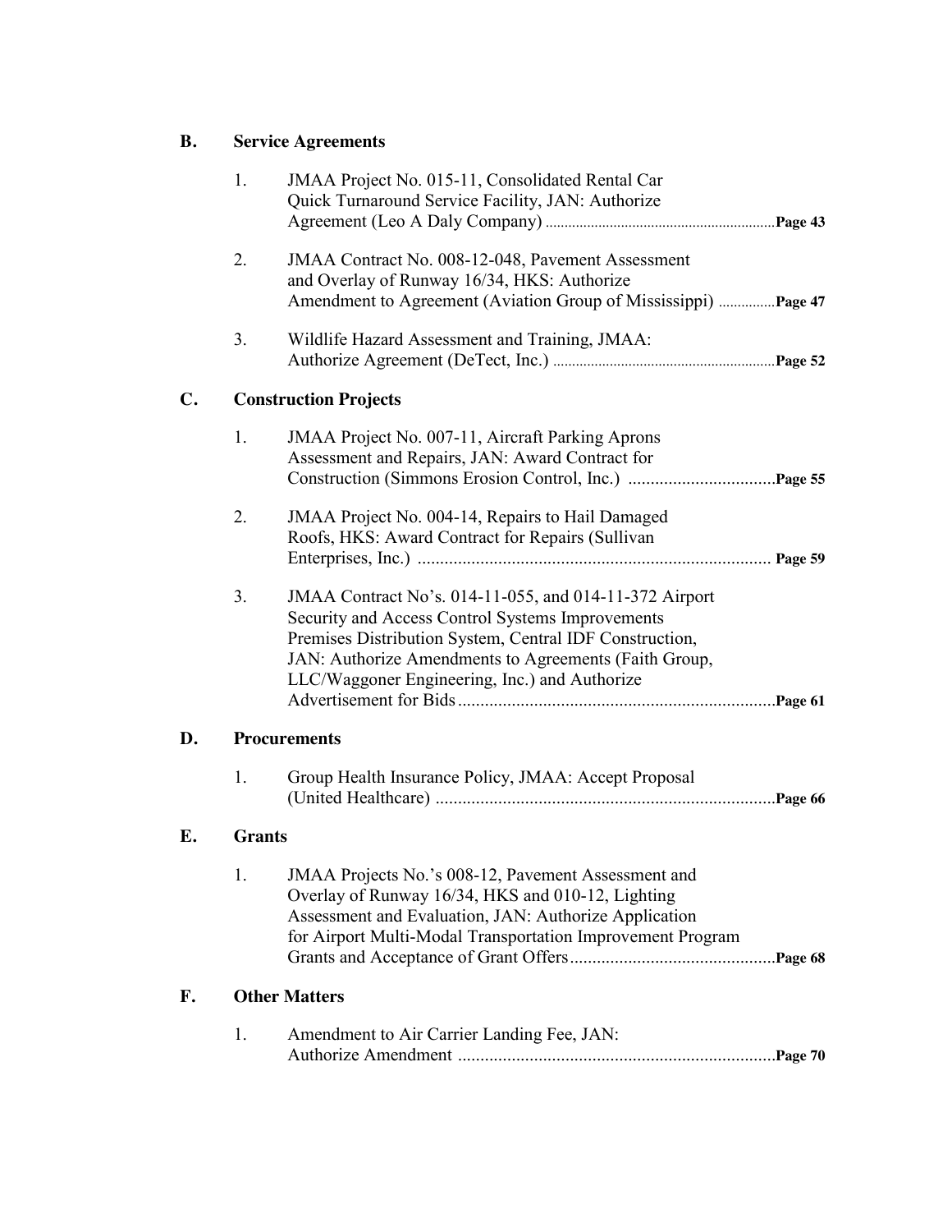## B. Service Agreements

1. JMAA Project No. 015-11, Consolidated Rental Car Quick Turnaround Service Facility, JAN: Authorize Agreement (Leo A Daly Company) ....................................................... **Page 43**

2. JMAA Contract No. 008-12-048, Pavement Assessment and Overlay of Runway 16/34, HKS: Authorize Amendment to Agreement (Aviation Group of Mississippi) ............... **Page 47**

3. Wildlife Hazard Assessment and Training, JMAA: Authorize Agreement (DeTect, Inc.) ....................................................... **Page 52**

## C. Construction Projects

1. JMAA Project No. 007-11, Aircraft Parking Aprons Assessment and Repairs, JAN: Award Contract for Construction (Simmons Erosion Control, Inc.) ................................. **Page 55**

2. JMAA Project No. 004-14, Repairs to Hail Damaged Roofs, HKS: Award Contract for Repairs (Sullivan Enterprises, Inc.) ............................................................................... **Page 59**

3. JMAA Contract No's. 014-11-055, and 014-11-372 Airport Security and Access Control Systems Improvements Premises Distribution System, Central IDF Construction, JAN: Authorize Amendments to Agreements (Faith Group, LLC/Waggoner Engineering, Inc.) and Authorize Advertisement for Bids ....................................................................... **Page 61**

## D. Procurements

1. Group Health Insurance Policy, JMAA: Accept Proposal (United Healthcare) ........................................................................... **Page 66**

## E. Grants

1. JMAA Projects No.'s 008-12, Pavement Assessment and Overlay of Runway 16/34, HKS and 010-12, Lighting Assessment and Evaluation, JAN: Authorize Application for Airport Multi-Modal Transportation Improvement Program Grants and Acceptance of Grant Offers .............................................. **Page 68**

## F. Other Matters

1. Amendment to Air Carrier Landing Fee, JAN: Authorize Amendment ....................................................................... **Page 70**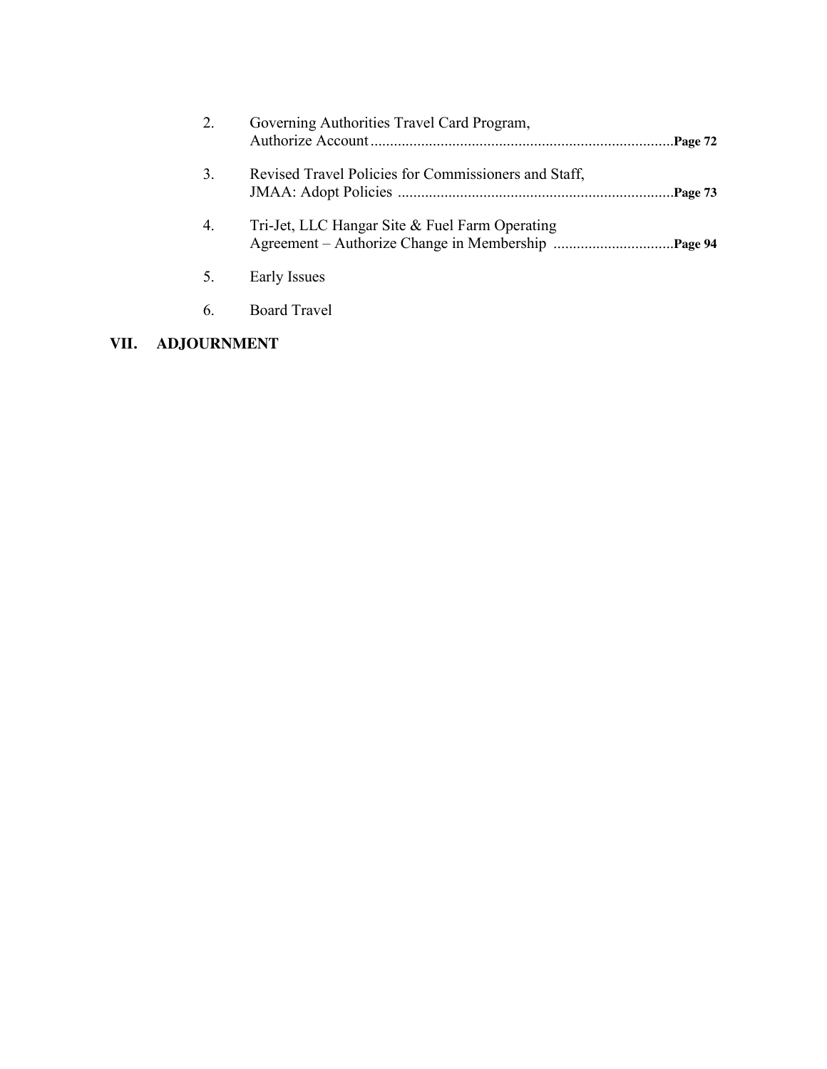2. Governing Authorities Travel Card Program, Authorize Account ............................................................................. **Page 72**

3. Revised Travel Policies for Commissioners and Staff, JMAA: Adopt Policies ...................................................................... **Page 73**

4. Tri-Jet, LLC Hangar Site & Fuel Farm Operating Agreement – Authorize Change in Membership ............................... **Page 94**

5. Early Issues

6. Board Travel

## VII. ADJOURNMENT